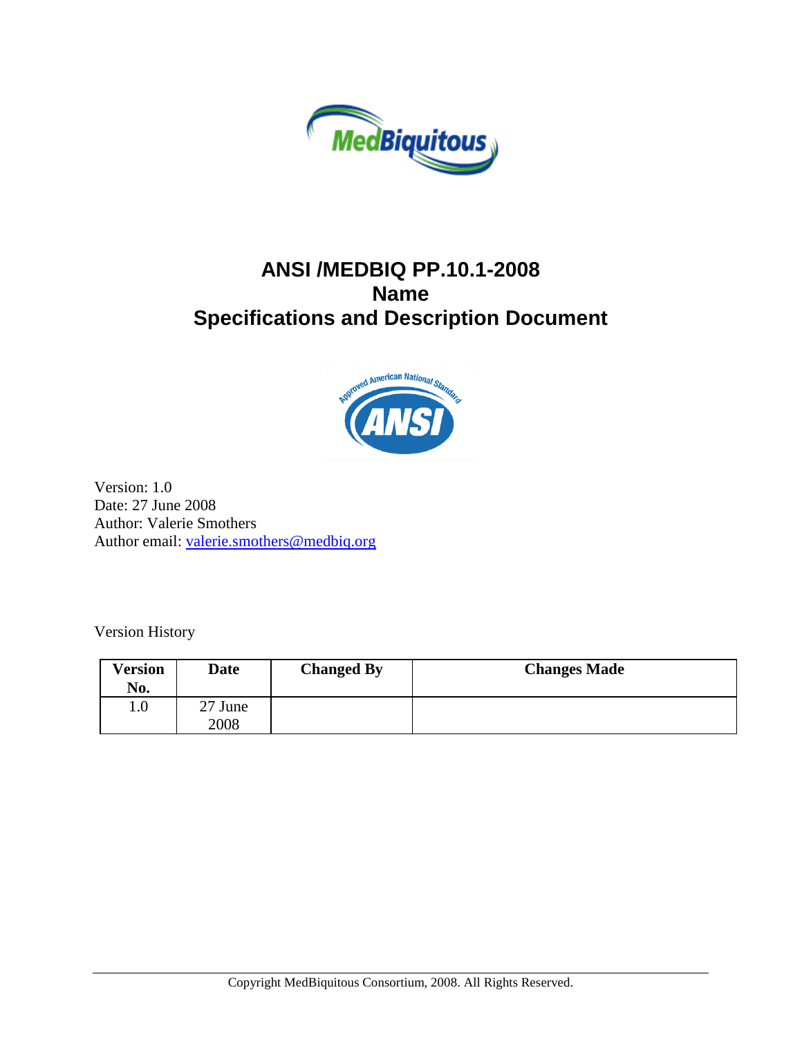# ANSI /MEDBIQ PP.10.1-2008
# Name
# Specifications and Description Document

Version: 1.0
Date: 27 June 2008
Author: Valerie Smothers
Author email: valerie.smothers@medbiq.org

Version History

| Version No. | Date | Changed By | Changes Made |
|---|---|---|---|
| 1.0 | 27 June 2008 | | |

Copyright MedBiquitous Consortium, 2008. All Rights Reserved.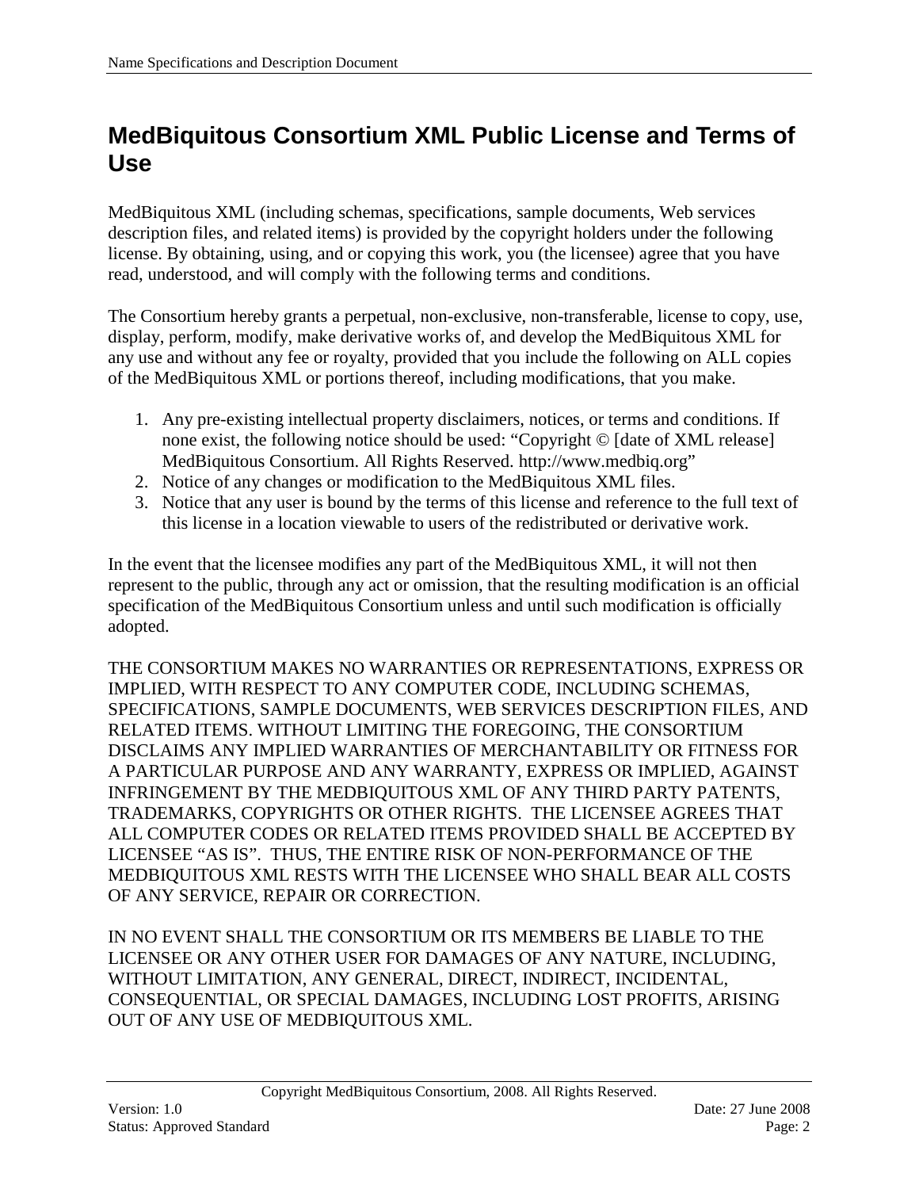# MedBiquitous Consortium XML Public License and Terms of Use

MedBiquitous XML (including schemas, specifications, sample documents, Web services description files, and related items) is provided by the copyright holders under the following license. By obtaining, using, and or copying this work, you (the licensee) agree that you have read, understood, and will comply with the following terms and conditions.

The Consortium hereby grants a perpetual, non-exclusive, non-transferable, license to copy, use, display, perform, modify, make derivative works of, and develop the MedBiquitous XML for any use and without any fee or royalty, provided that you include the following on ALL copies of the MedBiquitous XML or portions thereof, including modifications, that you make.

1. Any pre-existing intellectual property disclaimers, notices, or terms and conditions. If none exist, the following notice should be used: "Copyright © [date of XML release] MedBiquitous Consortium. All Rights Reserved. http://www.medbiq.org"
2. Notice of any changes or modification to the MedBiquitous XML files.
3. Notice that any user is bound by the terms of this license and reference to the full text of this license in a location viewable to users of the redistributed or derivative work.

In the event that the licensee modifies any part of the MedBiquitous XML, it will not then represent to the public, through any act or omission, that the resulting modification is an official specification of the MedBiquitous Consortium unless and until such modification is officially adopted.

THE CONSORTIUM MAKES NO WARRANTIES OR REPRESENTATIONS, EXPRESS OR IMPLIED, WITH RESPECT TO ANY COMPUTER CODE, INCLUDING SCHEMAS, SPECIFICATIONS, SAMPLE DOCUMENTS, WEB SERVICES DESCRIPTION FILES, AND RELATED ITEMS. WITHOUT LIMITING THE FOREGOING, THE CONSORTIUM DISCLAIMS ANY IMPLIED WARRANTIES OF MERCHANTABILITY OR FITNESS FOR A PARTICULAR PURPOSE AND ANY WARRANTY, EXPRESS OR IMPLIED, AGAINST INFRINGEMENT BY THE MEDBIQUITOUS XML OF ANY THIRD PARTY PATENTS, TRADEMARKS, COPYRIGHTS OR OTHER RIGHTS. THE LICENSEE AGREES THAT ALL COMPUTER CODES OR RELATED ITEMS PROVIDED SHALL BE ACCEPTED BY LICENSEE "AS IS". THUS, THE ENTIRE RISK OF NON-PERFORMANCE OF THE MEDBIQUITOUS XML RESTS WITH THE LICENSEE WHO SHALL BEAR ALL COSTS OF ANY SERVICE, REPAIR OR CORRECTION.

IN NO EVENT SHALL THE CONSORTIUM OR ITS MEMBERS BE LIABLE TO THE LICENSEE OR ANY OTHER USER FOR DAMAGES OF ANY NATURE, INCLUDING, WITHOUT LIMITATION, ANY GENERAL, DIRECT, INDIRECT, INCIDENTAL, CONSEQUENTIAL, OR SPECIAL DAMAGES, INCLUDING LOST PROFITS, ARISING OUT OF ANY USE OF MEDBIQUITOUS XML.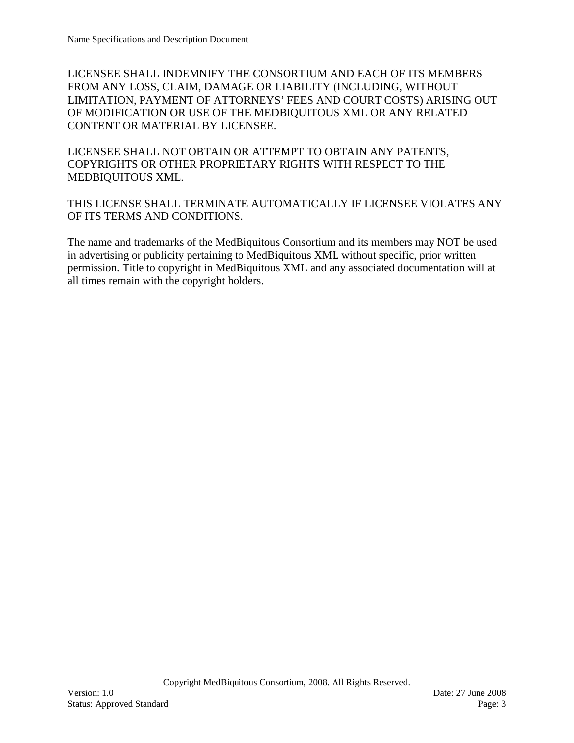LICENSEE SHALL INDEMNIFY THE CONSORTIUM AND EACH OF ITS MEMBERS FROM ANY LOSS, CLAIM, DAMAGE OR LIABILITY (INCLUDING, WITHOUT LIMITATION, PAYMENT OF ATTORNEYS' FEES AND COURT COSTS) ARISING OUT OF MODIFICATION OR USE OF THE MEDBIQUITOUS XML OR ANY RELATED CONTENT OR MATERIAL BY LICENSEE.

LICENSEE SHALL NOT OBTAIN OR ATTEMPT TO OBTAIN ANY PATENTS, COPYRIGHTS OR OTHER PROPRIETARY RIGHTS WITH RESPECT TO THE MEDBIQUITOUS XML.

THIS LICENSE SHALL TERMINATE AUTOMATICALLY IF LICENSEE VIOLATES ANY OF ITS TERMS AND CONDITIONS.

The name and trademarks of the MedBiquitous Consortium and its members may NOT be used in advertising or publicity pertaining to MedBiquitous XML without specific, prior written permission. Title to copyright in MedBiquitous XML and any associated documentation will at all times remain with the copyright holders.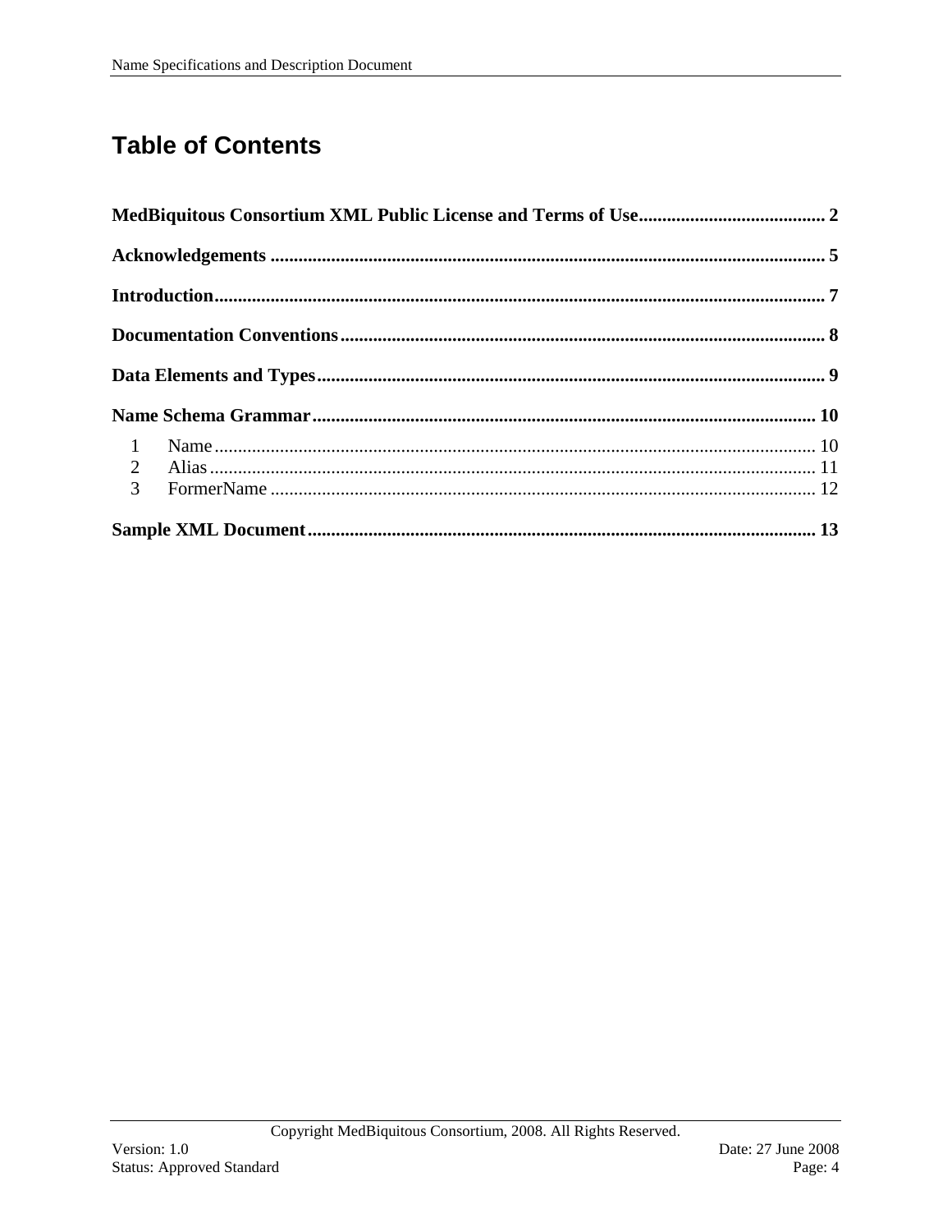# Table of Contents

**MedBiquitous Consortium XML Public License and Terms of Use** .......... 2

**Acknowledgements** .......... 5

**Introduction** .......... 7

**Documentation Conventions** .......... 8

**Data Elements and Types** .......... 9

**Name Schema Grammar** .......... 10

- 1 Name .......... 10
- 2 Alias .......... 11
- 3 FormerName .......... 12

**Sample XML Document** .......... 13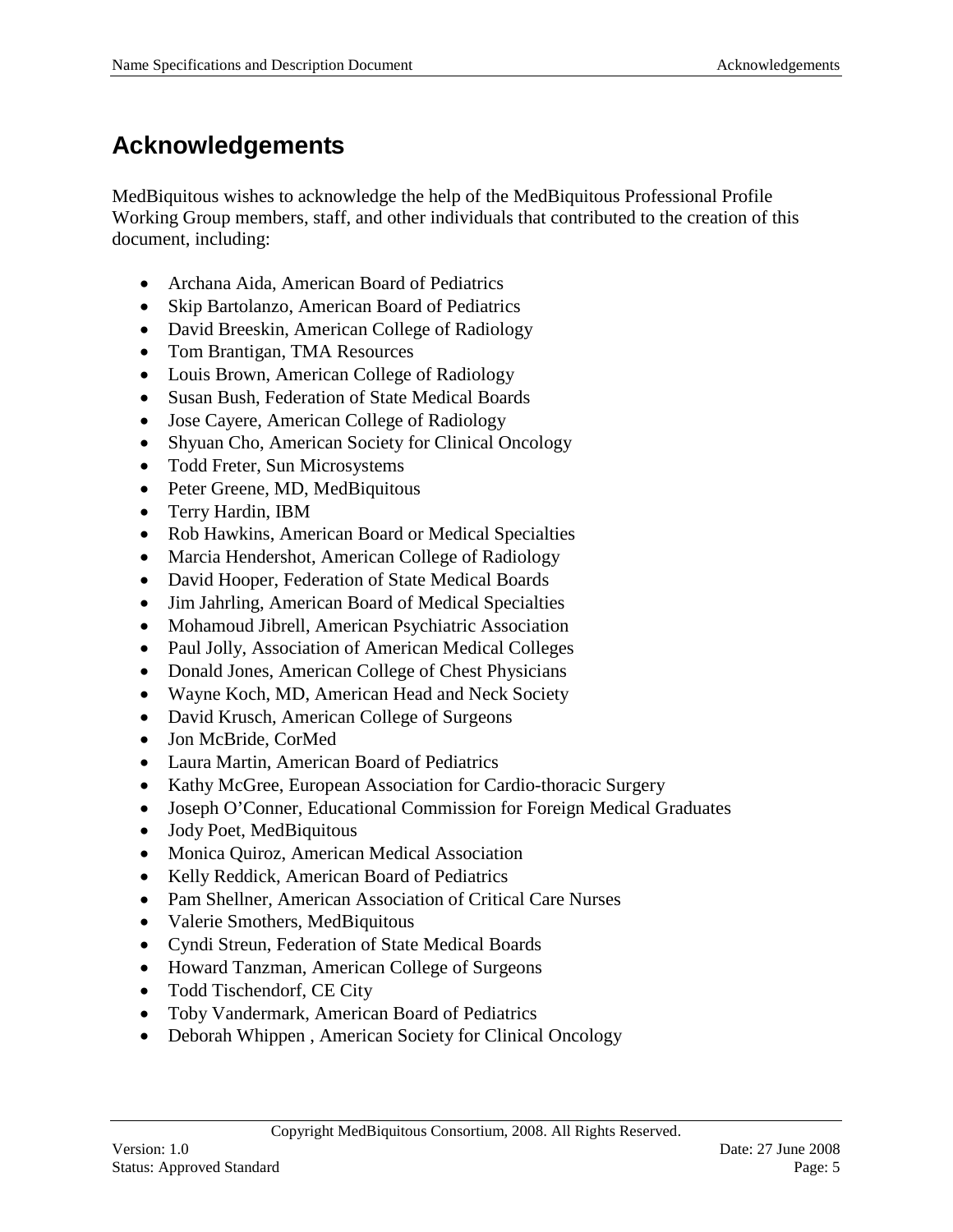# Acknowledgements

MedBiquitous wishes to acknowledge the help of the MedBiquitous Professional Profile Working Group members, staff, and other individuals that contributed to the creation of this document, including:

- Archana Aida, American Board of Pediatrics
- Skip Bartolanzo, American Board of Pediatrics
- David Breeskin, American College of Radiology
- Tom Brantigan, TMA Resources
- Louis Brown, American College of Radiology
- Susan Bush, Federation of State Medical Boards
- Jose Cayere, American College of Radiology
- Shyuan Cho, American Society for Clinical Oncology
- Todd Freter, Sun Microsystems
- Peter Greene, MD, MedBiquitous
- Terry Hardin, IBM
- Rob Hawkins, American Board or Medical Specialties
- Marcia Hendershot, American College of Radiology
- David Hooper, Federation of State Medical Boards
- Jim Jahrling, American Board of Medical Specialties
- Mohamoud Jibrell, American Psychiatric Association
- Paul Jolly, Association of American Medical Colleges
- Donald Jones, American College of Chest Physicians
- Wayne Koch, MD, American Head and Neck Society
- David Krusch, American College of Surgeons
- Jon McBride, CorMed
- Laura Martin, American Board of Pediatrics
- Kathy McGree, European Association for Cardio-thoracic Surgery
- Joseph O'Conner, Educational Commission for Foreign Medical Graduates
- Jody Poet, MedBiquitous
- Monica Quiroz, American Medical Association
- Kelly Reddick, American Board of Pediatrics
- Pam Shellner, American Association of Critical Care Nurses
- Valerie Smothers, MedBiquitous
- Cyndi Streun, Federation of State Medical Boards
- Howard Tanzman, American College of Surgeons
- Todd Tischendorf, CE City
- Toby Vandermark, American Board of Pediatrics
- Deborah Whippen , American Society for Clinical Oncology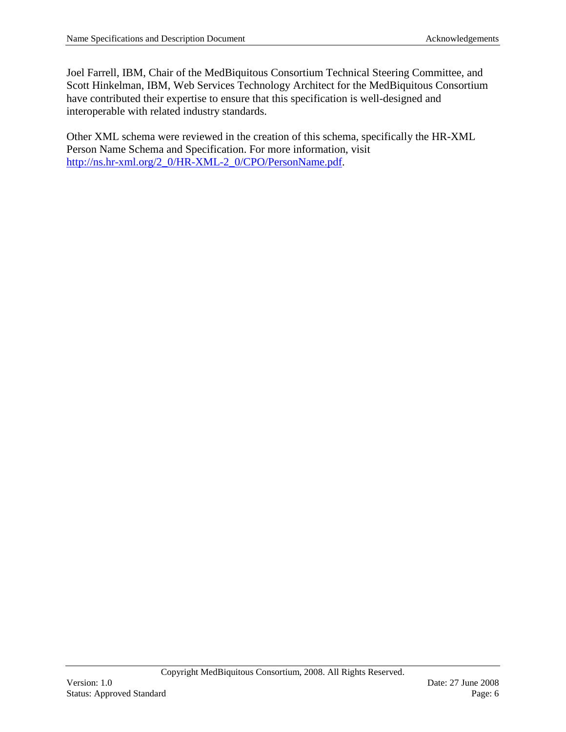Joel Farrell, IBM, Chair of the MedBiquitous Consortium Technical Steering Committee, and Scott Hinkelman, IBM, Web Services Technology Architect for the MedBiquitous Consortium have contributed their expertise to ensure that this specification is well-designed and interoperable with related industry standards.

Other XML schema were reviewed in the creation of this schema, specifically the HR-XML Person Name Schema and Specification. For more information, visit [http://ns.hr-xml.org/2_0/HR-XML-2_0/CPO/PersonName.pdf](http://ns.hr-xml.org/2_0/HR-XML-2_0/CPO/PersonName.pdf).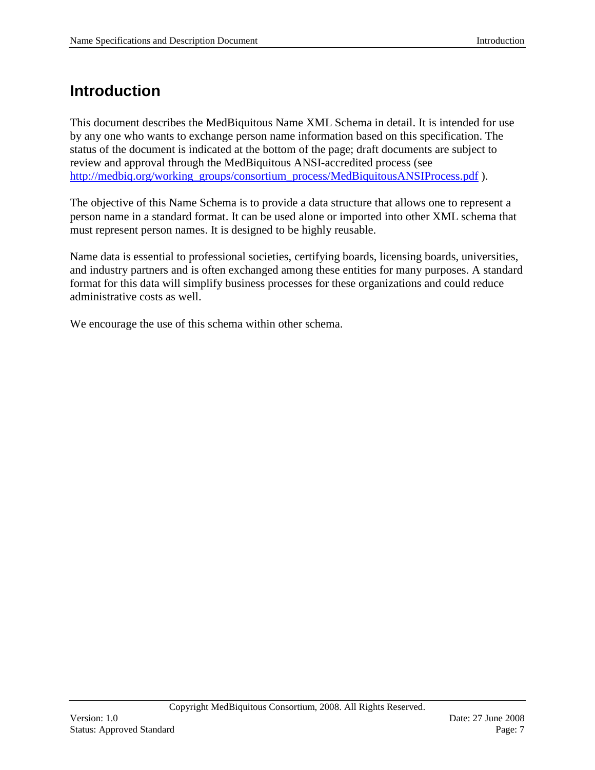# Introduction

This document describes the MedBiquitous Name XML Schema in detail. It is intended for use by any one who wants to exchange person name information based on this specification. The status of the document is indicated at the bottom of the page; draft documents are subject to review and approval through the MedBiquitous ANSI-accredited process (see http://medbiq.org/working_groups/consortium_process/MedBiquitousANSIProcess.pdf ).

The objective of this Name Schema is to provide a data structure that allows one to represent a person name in a standard format. It can be used alone or imported into other XML schema that must represent person names. It is designed to be highly reusable.

Name data is essential to professional societies, certifying boards, licensing boards, universities, and industry partners and is often exchanged among these entities for many purposes. A standard format for this data will simplify business processes for these organizations and could reduce administrative costs as well.

We encourage the use of this schema within other schema.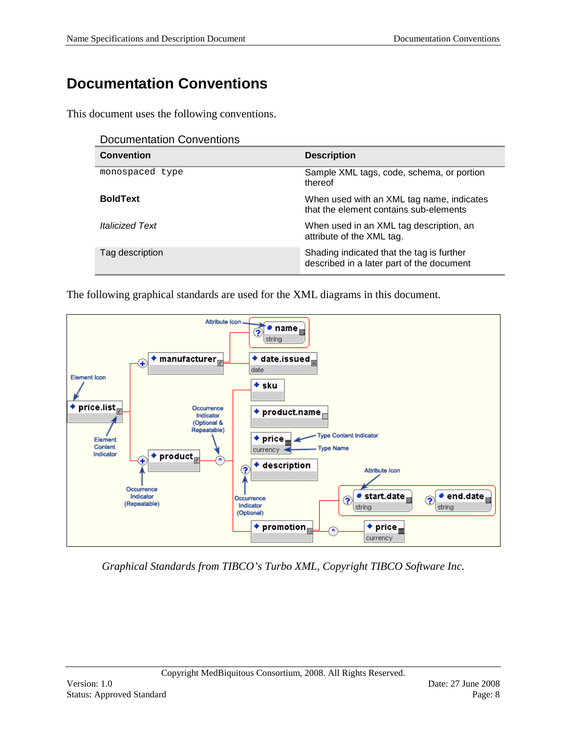# Documentation Conventions

This document uses the following conventions.

Documentation Conventions

| Convention | Description |
|---|---|
| `monospaced type` | Sample XML tags, code, schema, or portion thereof |
| **BoldText** | When used with an XML tag name, indicates that the element contains sub-elements |
| *Italicized Text* | When used in an XML tag description, an attribute of the XML tag. |
| Tag description | Shading indicated that the tag is further described in a later part of the document |

The following graphical standards are used for the XML diagrams in this document.

*Graphical Standards from TIBCO's Turbo XML, Copyright TIBCO Software Inc.*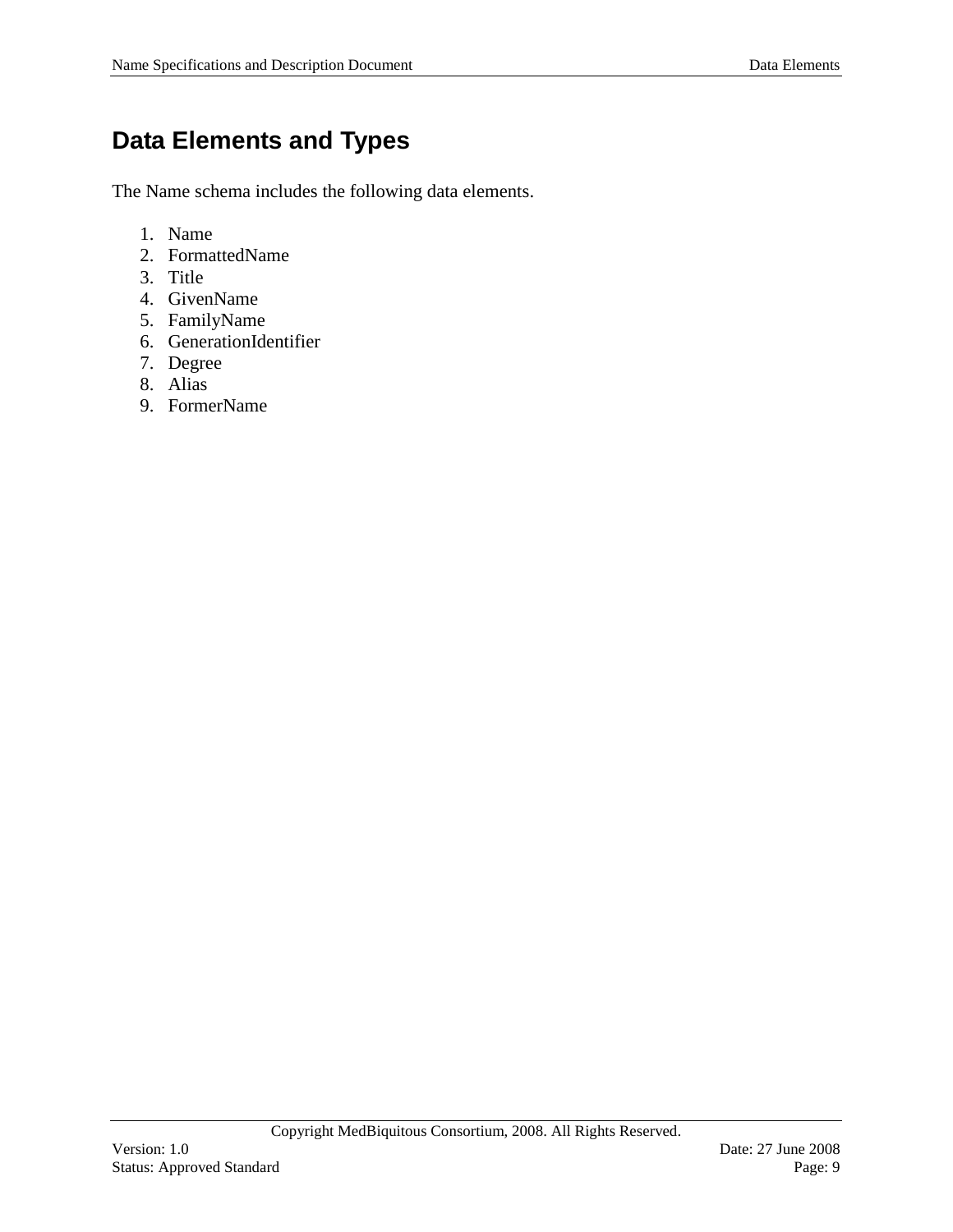# Data Elements and Types

The Name schema includes the following data elements.

1. Name
2. FormattedName
3. Title
4. GivenName
5. FamilyName
6. GenerationIdentifier
7. Degree
8. Alias
9. FormerName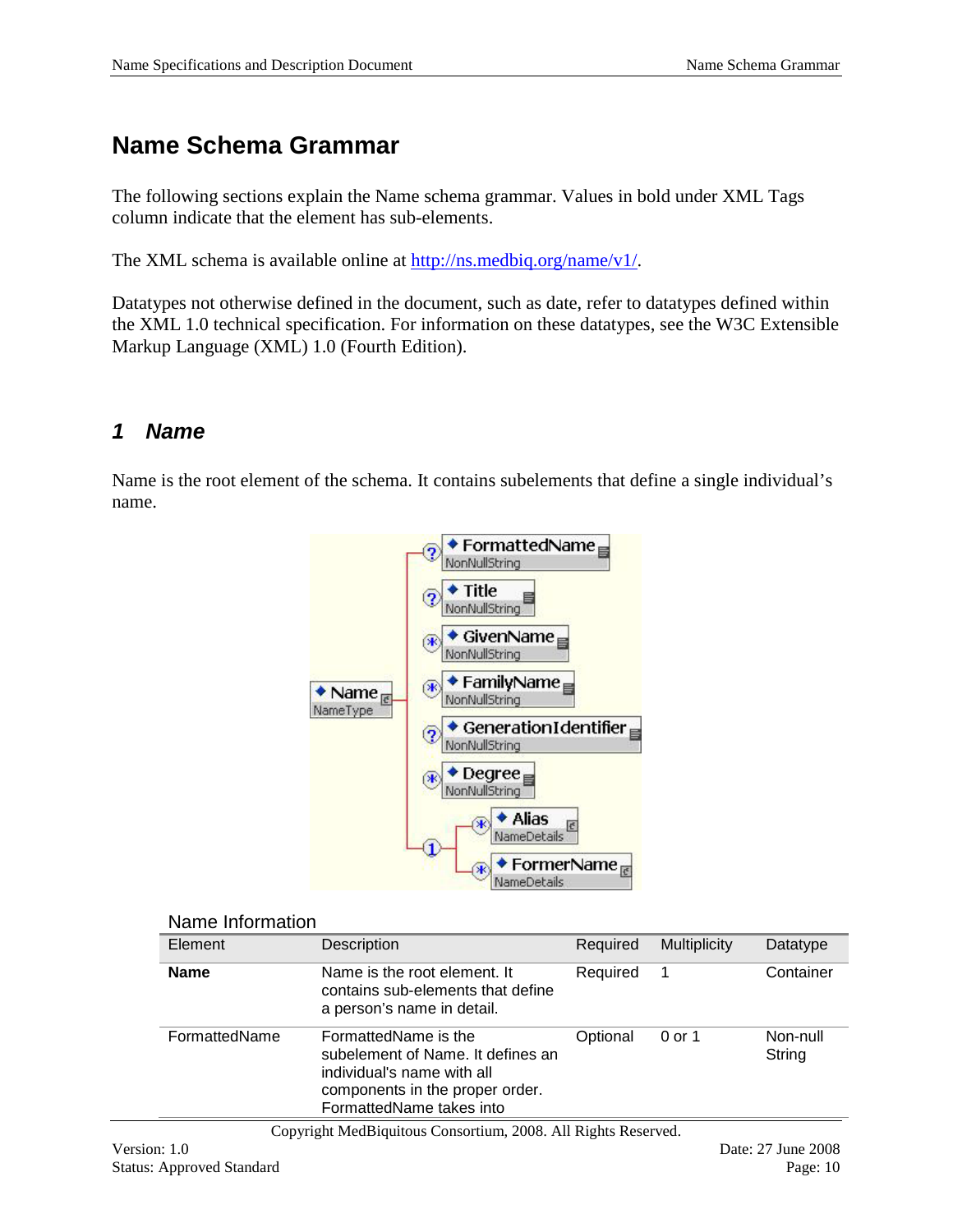# Name Schema Grammar

The following sections explain the Name schema grammar. Values in bold under XML Tags column indicate that the element has sub-elements.

The XML schema is available online at http://ns.medbiq.org/name/v1/.

Datatypes not otherwise defined in the document, such as date, refer to datatypes defined within the XML 1.0 technical specification. For information on these datatypes, see the W3C Extensible Markup Language (XML) 1.0 (Fourth Edition).

## 1 Name

Name is the root element of the schema. It contains subelements that define a single individual's name.

Name Information

| Element | Description | Required | Multiplicity | Datatype |
|---|---|---|---|---|
| **Name** | Name is the root element. It contains sub-elements that define a person's name in detail. | Required | 1 | Container |
| FormattedName | FormattedName is the subelement of Name. It defines an individual's name with all components in the proper order. FormattedName takes into | Optional | 0 or 1 | Non-null String |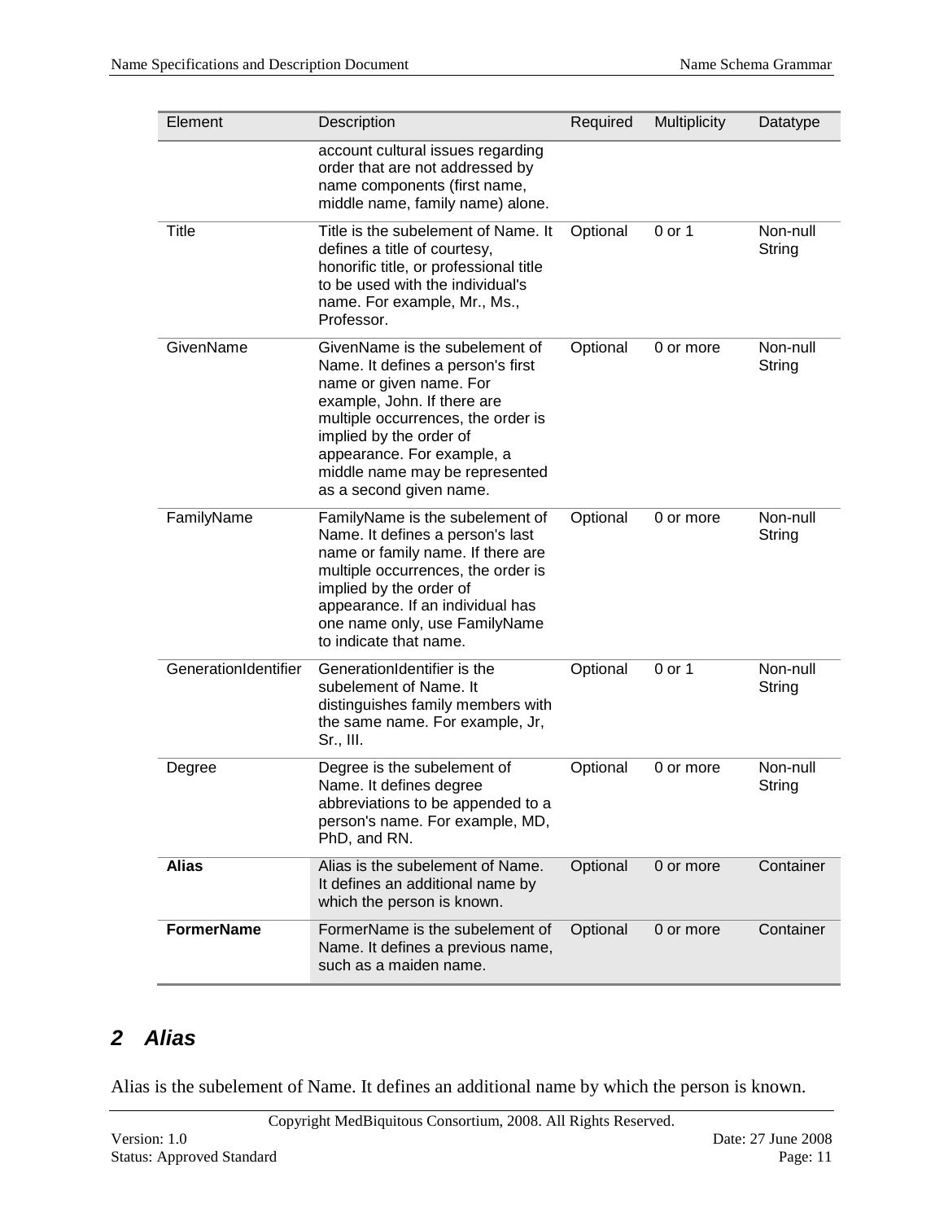| Element | Description | Required | Multiplicity | Datatype |
|---|---|---|---|---|
| | account cultural issues regarding order that are not addressed by name components (first name, middle name, family name) alone. | | | |
| Title | Title is the subelement of Name. It defines a title of courtesy, honorific title, or professional title to be used with the individual's name. For example, Mr., Ms., Professor. | Optional | 0 or 1 | Non-null String |
| GivenName | GivenName is the subelement of Name. It defines a person's first name or given name. For example, John. If there are multiple occurrences, the order is implied by the order of appearance. For example, a middle name may be represented as a second given name. | Optional | 0 or more | Non-null String |
| FamilyName | FamilyName is the subelement of Name. It defines a person's last name or family name. If there are multiple occurrences, the order is implied by the order of appearance. If an individual has one name only, use FamilyName to indicate that name. | Optional | 0 or more | Non-null String |
| GenerationIdentifier | GenerationIdentifier is the subelement of Name. It distinguishes family members with the same name. For example, Jr, Sr., III. | Optional | 0 or 1 | Non-null String |
| Degree | Degree is the subelement of Name. It defines degree abbreviations to be appended to a person's name. For example, MD, PhD, and RN. | Optional | 0 or more | Non-null String |
| **Alias** | Alias is the subelement of Name. It defines an additional name by which the person is known. | Optional | 0 or more | Container |
| **FormerName** | FormerName is the subelement of Name. It defines a previous name, such as a maiden name. | Optional | 0 or more | Container |

## 2 Alias

Alias is the subelement of Name. It defines an additional name by which the person is known.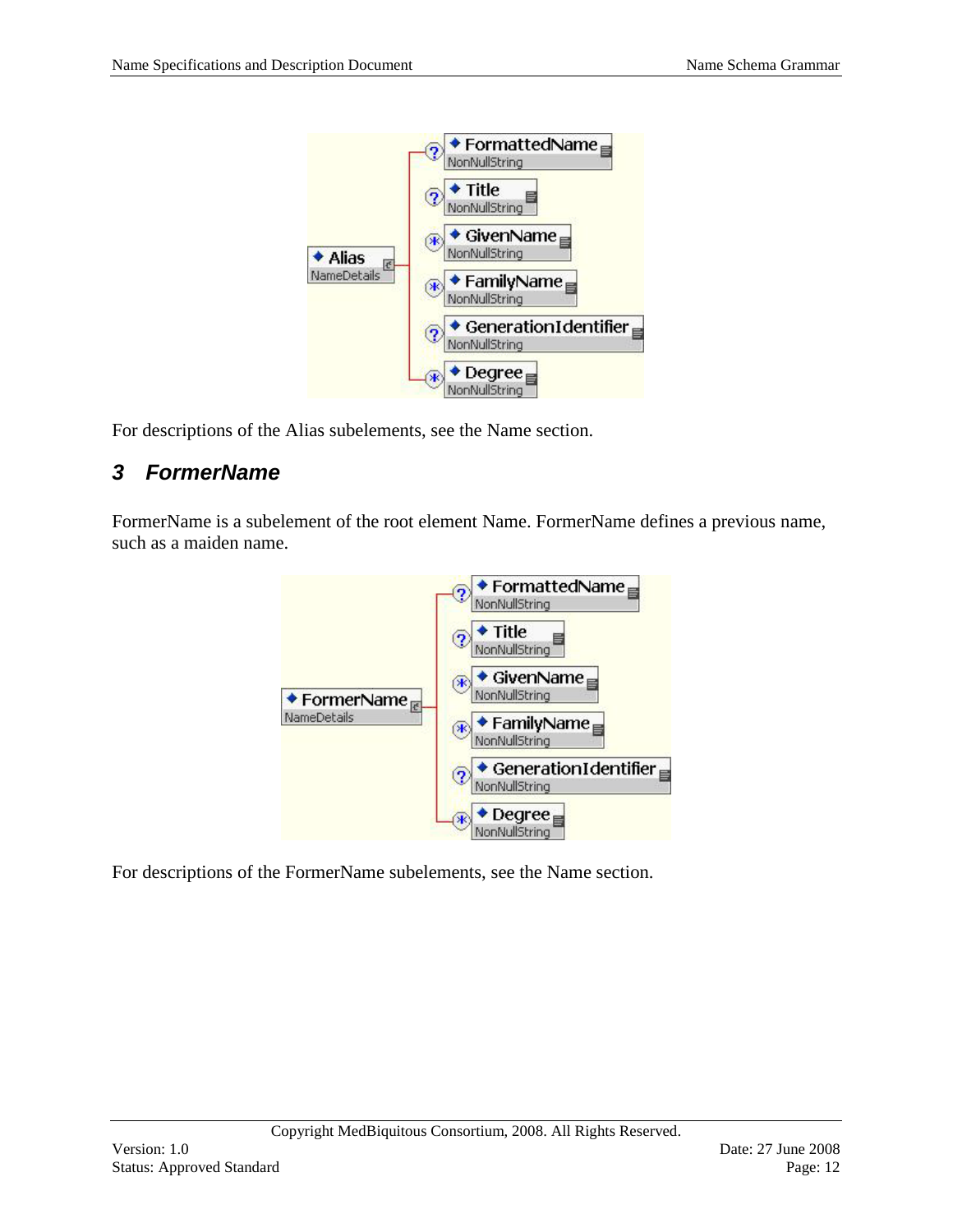For descriptions of the Alias subelements, see the Name section.

## 3 FormerName

FormerName is a subelement of the root element Name. FormerName defines a previous name, such as a maiden name.

For descriptions of the FormerName subelements, see the Name section.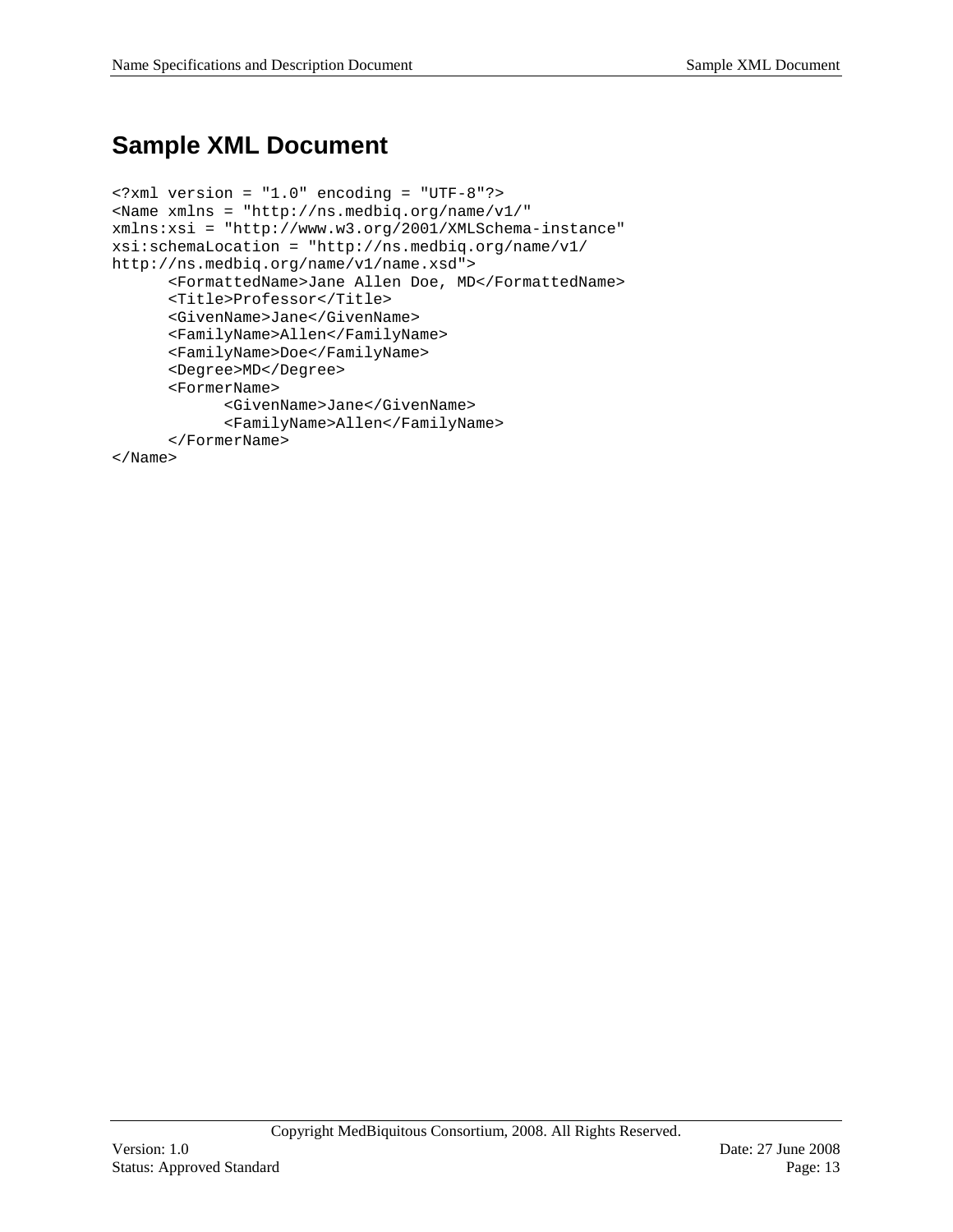# Sample XML Document

```
<?xml version = "1.0" encoding = "UTF-8"?>
<Name xmlns = "http://ns.medbiq.org/name/v1/"
xmlns:xsi = "http://www.w3.org/2001/XMLSchema-instance"
xsi:schemaLocation = "http://ns.medbiq.org/name/v1/
http://ns.medbiq.org/name/v1/name.xsd">
      <FormattedName>Jane Allen Doe, MD</FormattedName>
      <Title>Professor</Title>
      <GivenName>Jane</GivenName>
      <FamilyName>Allen</FamilyName>
      <FamilyName>Doe</FamilyName>
      <Degree>MD</Degree>
      <FormerName>
            <GivenName>Jane</GivenName>
            <FamilyName>Allen</FamilyName>
      </FormerName>
</Name>
```